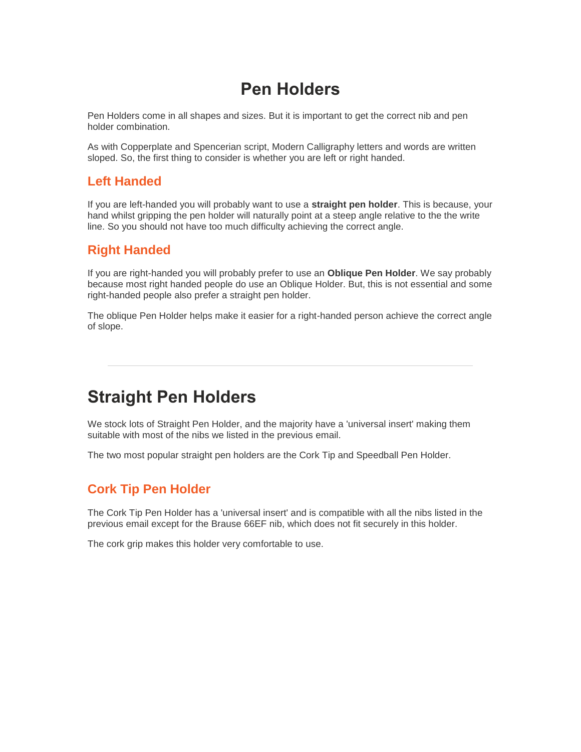# Pen Holders

Pen Holders come in all shapes and sizes. But it is important to get the correct nib and pen holder combination.

As with Copperplate and Spencerian script, Modern Calligraphy letters and words are written sloped. So, the first thing to consider is whether you are left or right handed.

### Left Handed

If you are left-handed you will probably want to use a **straight pen holder**. This is because, your hand whilst gripping the pen holder will naturally point at a steep angle relative to the the write line. So you should not have too much difficulty achieving the correct angle.

### Right Handed

If you are right-handed you will probably prefer to use an **Oblique Pen Holder**. We say probably because most right handed people do use an Oblique Holder. But, this is not essential and some right-handed people also prefer a straight pen holder.

The oblique Pen Holder helps make it easier for a right-handed person achieve the correct angle of slope.

---

## Straight Pen Holders

We stock lots of Straight Pen Holder, and the majority have a 'universal insert' making them suitable with most of the nibs we listed in the previous email.

The two most popular straight pen holders are the Cork Tip and Speedball Pen Holder.

### Cork Tip Pen Holder

The Cork Tip Pen Holder has a 'universal insert' and is compatible with all the nibs listed in the previous email except for the Brause 66EF nib, which does not fit securely in this holder.

The cork grip makes this holder very comfortable to use.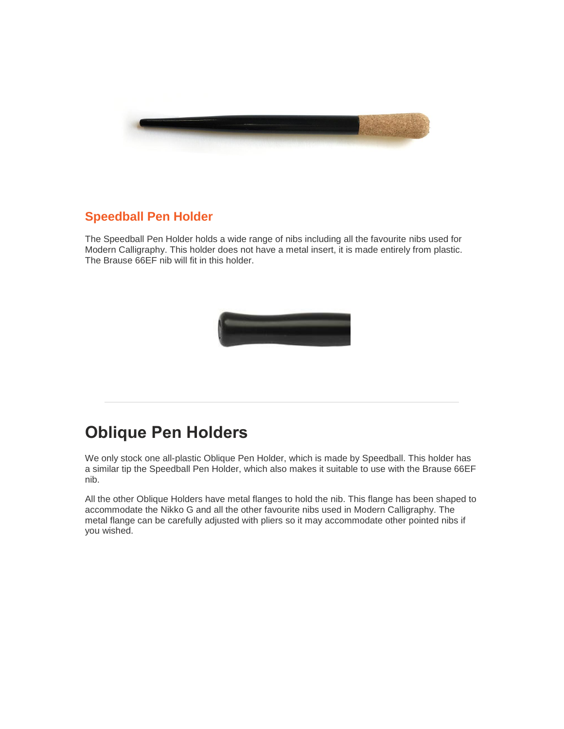### Speedball Pen Holder

The Speedball Pen Holder holds a wide range of nibs including all the favourite nibs used for Modern Calligraphy. This holder does not have a metal insert, it is made entirely from plastic. The Brause 66EF nib will fit in this holder.

---

## Oblique Pen Holders

We only stock one all-plastic Oblique Pen Holder, which is made by Speedball. This holder has a similar tip the Speedball Pen Holder, which also makes it suitable to use with the Brause 66EF nib.

All the other Oblique Holders have metal flanges to hold the nib. This flange has been shaped to accommodate the Nikko G and all the other favourite nibs used in Modern Calligraphy. The metal flange can be carefully adjusted with pliers so it may accommodate other pointed nibs if you wished.